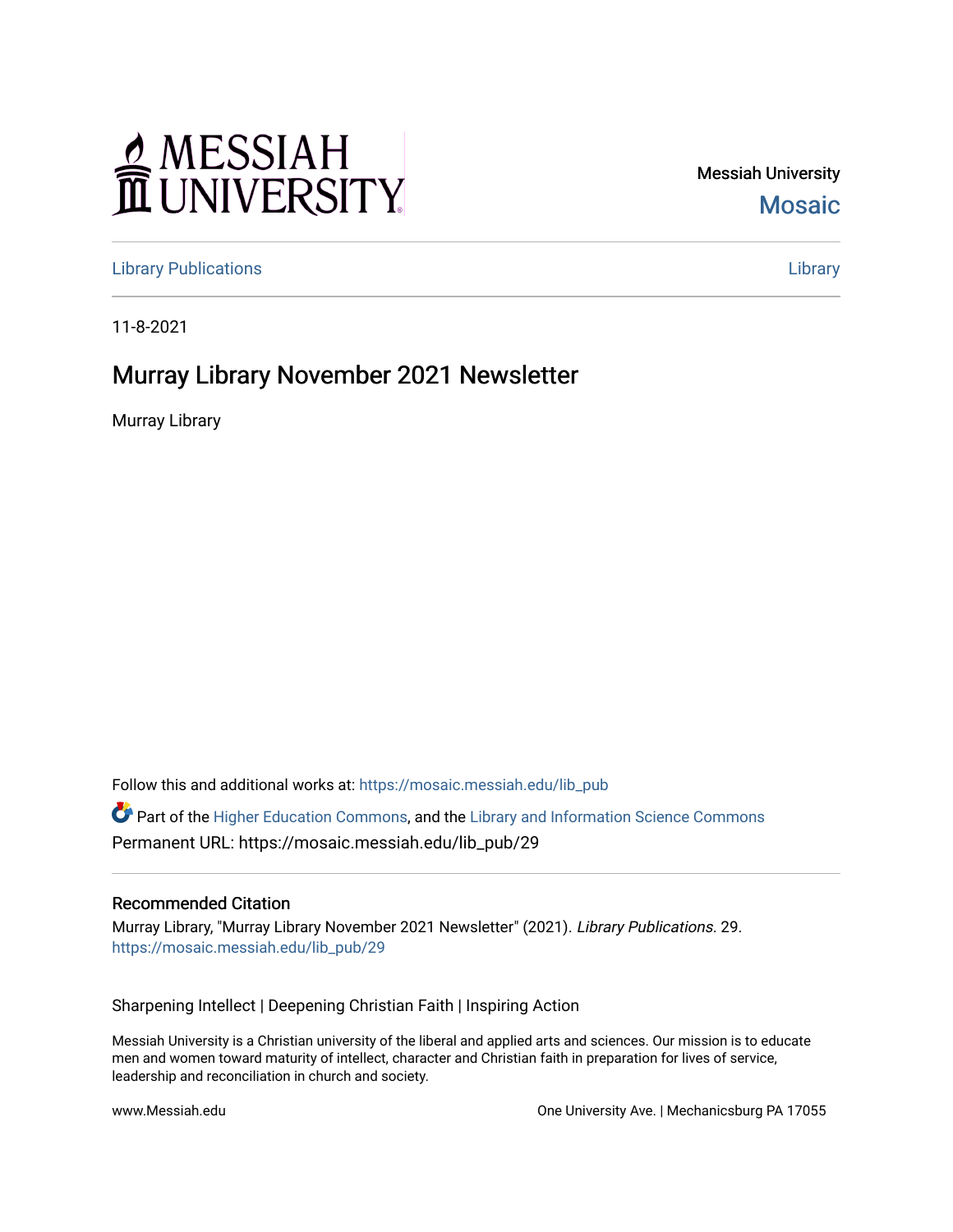Messiah University

Mosaic

Library Publications

Library

11-8-2021

# Murray Library November 2021 Newsletter

Murray Library

Follow this and additional works at: https://mosaic.messiah.edu/lib_pub

Part of the Higher Education Commons, and the Library and Information Science Commons

Permanent URL: https://mosaic.messiah.edu/lib_pub/29

## Recommended Citation

Murray Library, "Murray Library November 2021 Newsletter" (2021). *Library Publications*. 29.
https://mosaic.messiah.edu/lib_pub/29

Sharpening Intellect | Deepening Christian Faith | Inspiring Action

Messiah University is a Christian university of the liberal and applied arts and sciences. Our mission is to educate men and women toward maturity of intellect, character and Christian faith in preparation for lives of service, leadership and reconciliation in church and society.

www.Messiah.edu

One University Ave. | Mechanicsburg PA 17055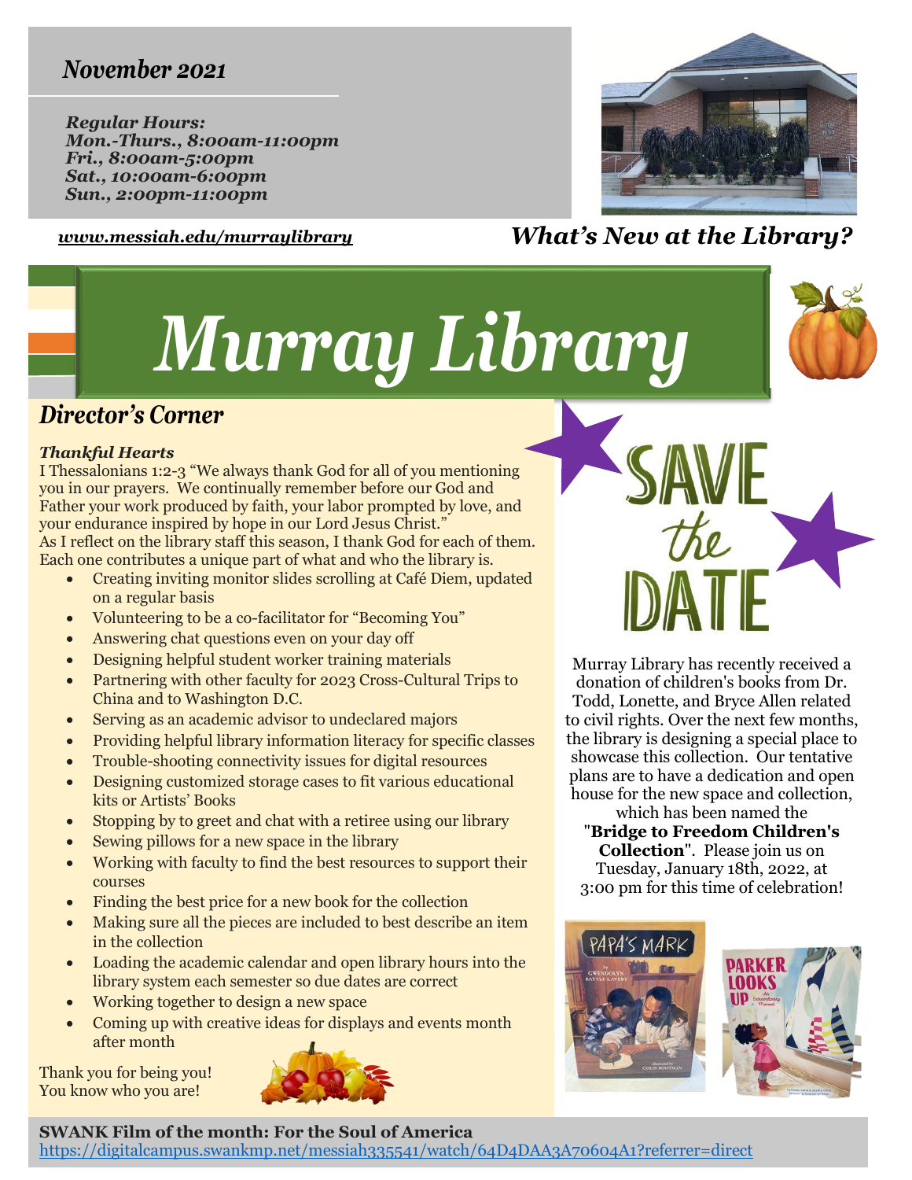*November 2021*

***Regular Hours:***
***Mon.-Thurs., 8:00am-11:00pm***
***Fri., 8:00am-5:00pm***
***Sat., 10:00am-6:00pm***
***Sun., 2:00pm-11:00pm***

***www.messiah.edu/murraylibrary***

## *What's New at the Library?*

# *Murray Library*

## *Director's Corner*

***Thankful Hearts***

I Thessalonians 1:2-3 "We always thank God for all of you mentioning you in our prayers. We continually remember before our God and Father your work produced by faith, your labor prompted by love, and your endurance inspired by hope in our Lord Jesus Christ."

As I reflect on the library staff this season, I thank God for each of them. Each one contributes a unique part of what and who the library is.

- Creating inviting monitor slides scrolling at Café Diem, updated on a regular basis
- Volunteering to be a co-facilitator for "Becoming You"
- Answering chat questions even on your day off
- Designing helpful student worker training materials
- Partnering with other faculty for 2023 Cross-Cultural Trips to China and to Washington D.C.
- Serving as an academic advisor to undeclared majors
- Providing helpful library information literacy for specific classes
- Trouble-shooting connectivity issues for digital resources
- Designing customized storage cases to fit various educational kits or Artists' Books
- Stopping by to greet and chat with a retiree using our library
- Sewing pillows for a new space in the library
- Working with faculty to find the best resources to support their courses
- Finding the best price for a new book for the collection
- Making sure all the pieces are included to best describe an item in the collection
- Loading the academic calendar and open library hours into the library system each semester so due dates are correct
- Working together to design a new space
- Coming up with creative ideas for displays and events month after month

Thank you for being you!
You know who you are!

## SAVE the DATE

Murray Library has recently received a donation of children's books from Dr. Todd, Lonette, and Bryce Allen related to civil rights. Over the next few months, the library is designing a special place to showcase this collection. Our tentative plans are to have a dedication and open house for the new space and collection, which has been named the "**Bridge to Freedom Children's Collection**". Please join us on Tuesday, January 18th, 2022, at 3:00 pm for this time of celebration!

**SWANK Film of the month: For the Soul of America**
https://digitalcampus.swankmp.net/messiah335541/watch/64D4DAA3A70604A1?referrer=direct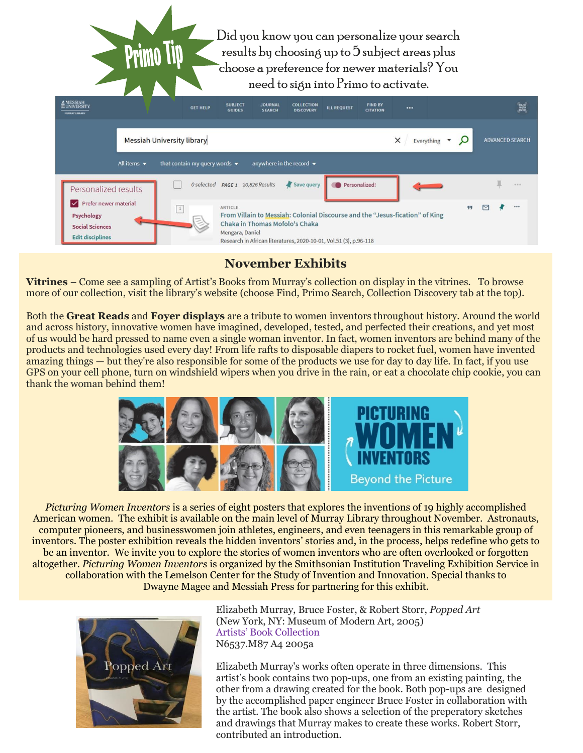Primo Tip

Did you know you can personalize your search results by choosing up to 5 subject areas plus choose a preference for newer materials? You need to sign into Primo to activate.

## November Exhibits

**Vitrines** – Come see a sampling of Artist's Books from Murray's collection on display in the vitrines. To browse more of our collection, visit the library's website (choose Find, Primo Search, Collection Discovery tab at the top).

Both the **Great Reads** and **Foyer displays** are a tribute to women inventors throughout history. Around the world and across history, innovative women have imagined, developed, tested, and perfected their creations, and yet most of us would be hard pressed to name even a single woman inventor. In fact, women inventors are behind many of the products and technologies used every day! From life rafts to disposable diapers to rocket fuel, women have invented amazing things — but they're also responsible for some of the products we use for day to day life. In fact, if you use GPS on your cell phone, turn on windshield wipers when you drive in the rain, or eat a chocolate chip cookie, you can thank the woman behind them!

*Picturing Women Inventors* is a series of eight posters that explores the inventions of 19 highly accomplished American women. The exhibit is available on the main level of Murray Library throughout November. Astronauts, computer pioneers, and businesswomen join athletes, engineers, and even teenagers in this remarkable group of inventors. The poster exhibition reveals the hidden inventors' stories and, in the process, helps redefine who gets to be an inventor. We invite you to explore the stories of women inventors who are often overlooked or forgotten altogether. *Picturing Women Inventors* is organized by the Smithsonian Institution Traveling Exhibition Service in collaboration with the Lemelson Center for the Study of Invention and Innovation. Special thanks to Dwayne Magee and Messiah Press for partnering for this exhibit.

Elizabeth Murray, Bruce Foster, & Robert Storr, *Popped Art*
(New York, NY: Museum of Modern Art, 2005)
Artists' Book Collection
N6537.M87 A4 2005a

Elizabeth Murray's works often operate in three dimensions. This artist's book contains two pop-ups, one from an existing painting, the other from a drawing created for the book. Both pop-ups are designed by the accomplished paper engineer Bruce Foster in collaboration with the artist. The book also shows a selection of the preperatory sketches and drawings that Murray makes to create these works. Robert Storr, contributed an introduction.